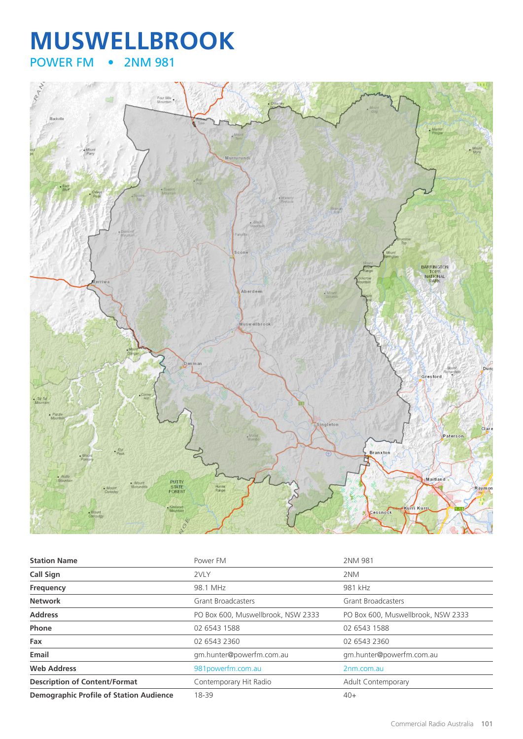# MUSWELLBROOK

## POWER FM • 2NM 981

| Station Name | Power FM | 2NM 981 |
|---|---|---|
| Call Sign | 2VLY | 2NM |
| Frequency | 98.1 MHz | 981 kHz |
| Network | Grant Broadcasters | Grant Broadcasters |
| Address | PO Box 600, Muswellbrook, NSW 2333 | PO Box 600, Muswellbrook, NSW 2333 |
| Phone | 02 6543 1588 | 02 6543 1588 |
| Fax | 02 6543 2360 | 02 6543 2360 |
| Email | gm.hunter@powerfm.com.au | gm.hunter@powerfm.com.au |
| Web Address | 981powerfm.com.au | 2nm.com.au |
| Description of Content/Format | Contemporary Hit Radio | Adult Contemporary |
| Demographic Profile of Station Audience | 18-39 | 40+ |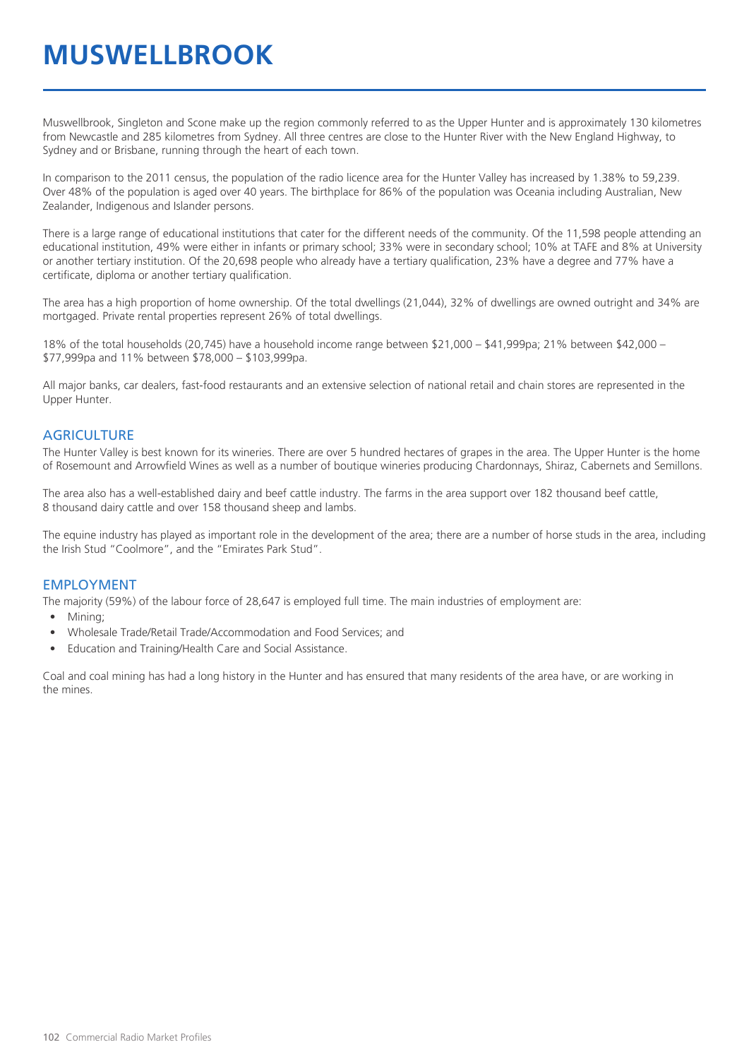# MUSWELLBROOK

Muswellbrook, Singleton and Scone make up the region commonly referred to as the Upper Hunter and is approximately 130 kilometres from Newcastle and 285 kilometres from Sydney. All three centres are close to the Hunter River with the New England Highway, to Sydney and or Brisbane, running through the heart of each town.

In comparison to the 2011 census, the population of the radio licence area for the Hunter Valley has increased by 1.38% to 59,239. Over 48% of the population is aged over 40 years. The birthplace for 86% of the population was Oceania including Australian, New Zealander, Indigenous and Islander persons.

There is a large range of educational institutions that cater for the different needs of the community. Of the 11,598 people attending an educational institution, 49% were either in infants or primary school; 33% were in secondary school; 10% at TAFE and 8% at University or another tertiary institution. Of the 20,698 people who already have a tertiary qualification, 23% have a degree and 77% have a certificate, diploma or another tertiary qualification.

The area has a high proportion of home ownership. Of the total dwellings (21,044), 32% of dwellings are owned outright and 34% are mortgaged. Private rental properties represent 26% of total dwellings.

18% of the total households (20,745) have a household income range between $21,000 – $41,999pa; 21% between $42,000 – $77,999pa and 11% between $78,000 – $103,999pa.

All major banks, car dealers, fast-food restaurants and an extensive selection of national retail and chain stores are represented in the Upper Hunter.

## AGRICULTURE

The Hunter Valley is best known for its wineries. There are over 5 hundred hectares of grapes in the area. The Upper Hunter is the home of Rosemount and Arrowfield Wines as well as a number of boutique wineries producing Chardonnays, Shiraz, Cabernets and Semillons.

The area also has a well-established dairy and beef cattle industry. The farms in the area support over 182 thousand beef cattle, 8 thousand dairy cattle and over 158 thousand sheep and lambs.

The equine industry has played as important role in the development of the area; there are a number of horse studs in the area, including the Irish Stud "Coolmore", and the "Emirates Park Stud".

## EMPLOYMENT

The majority (59%) of the labour force of 28,647 is employed full time. The main industries of employment are:

- Mining;
- Wholesale Trade/Retail Trade/Accommodation and Food Services; and
- Education and Training/Health Care and Social Assistance.

Coal and coal mining has had a long history in the Hunter and has ensured that many residents of the area have, or are working in the mines.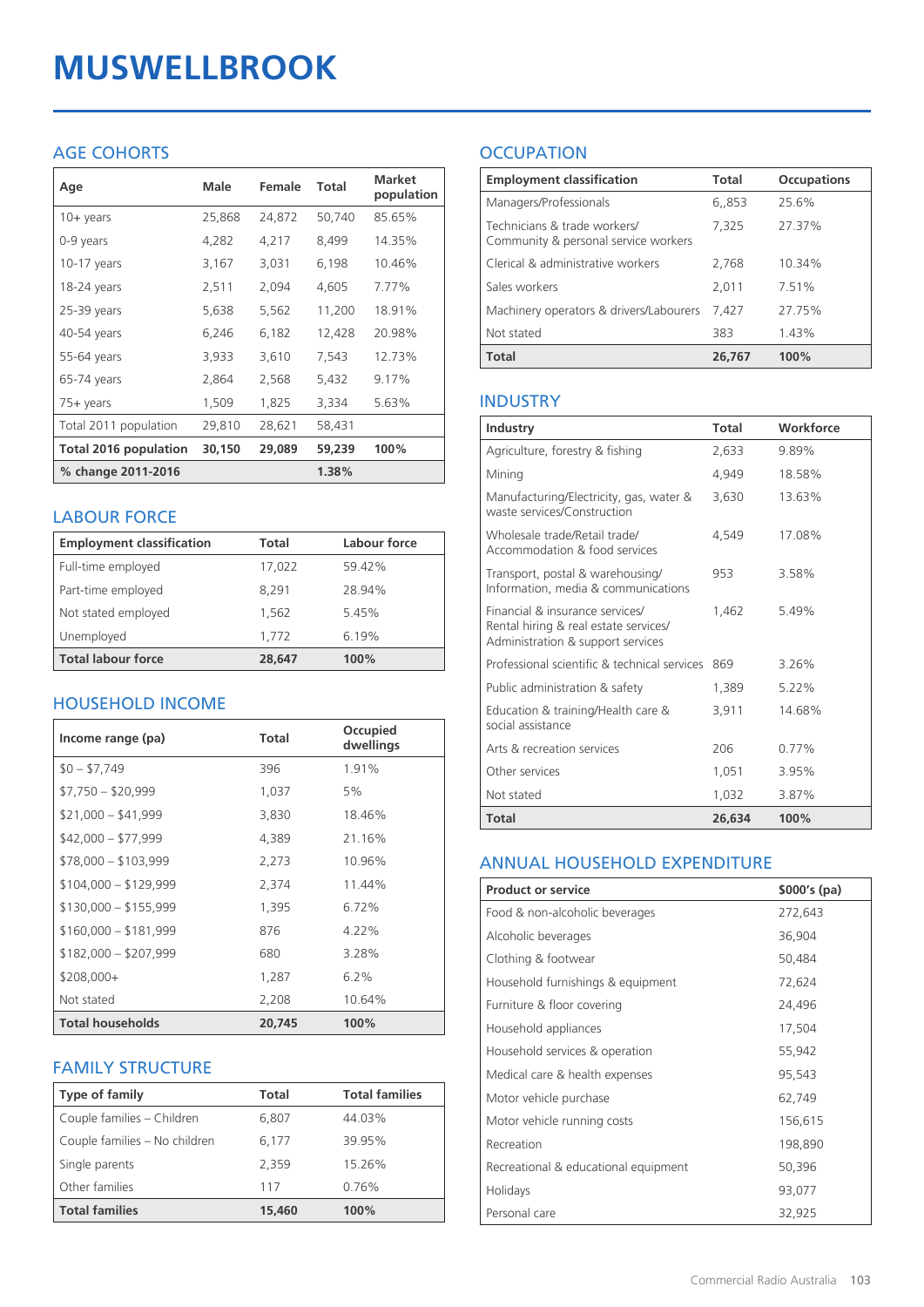# MUSWELLBROOK

## AGE COHORTS

| Age | Male | Female | Total | Market population |
|---|---|---|---|---|
| 10+ years | 25,868 | 24,872 | 50,740 | 85.65% |
| 0-9 years | 4,282 | 4,217 | 8,499 | 14.35% |
| 10-17 years | 3,167 | 3,031 | 6,198 | 10.46% |
| 18-24 years | 2,511 | 2,094 | 4,605 | 7.77% |
| 25-39 years | 5,638 | 5,562 | 11,200 | 18.91% |
| 40-54 years | 6,246 | 6,182 | 12,428 | 20.98% |
| 55-64 years | 3,933 | 3,610 | 7,543 | 12.73% |
| 65-74 years | 2,864 | 2,568 | 5,432 | 9.17% |
| 75+ years | 1,509 | 1,825 | 3,334 | 5.63% |
| Total 2011 population | 29,810 | 28,621 | 58,431 | |
| **Total 2016 population** | **30,150** | **29,089** | **59,239** | **100%** |
| **% change 2011-2016** | | | **1.38%** | |

## LABOUR FORCE

| Employment classification | Total | Labour force |
|---|---|---|
| Full-time employed | 17,022 | 59.42% |
| Part-time employed | 8,291 | 28.94% |
| Not stated employed | 1,562 | 5.45% |
| Unemployed | 1,772 | 6.19% |
| **Total labour force** | **28,647** | **100%** |

## HOUSEHOLD INCOME

| Income range (pa) | Total | Occupied dwellings |
|---|---|---|
| $0 – $7,749 | 396 | 1.91% |
| $7,750 – $20,999 | 1,037 | 5% |
| $21,000 – $41,999 | 3,830 | 18.46% |
| $42,000 – $77,999 | 4,389 | 21.16% |
| $78,000 – $103,999 | 2,273 | 10.96% |
| $104,000 – $129,999 | 2,374 | 11.44% |
| $130,000 – $155,999 | 1,395 | 6.72% |
| $160,000 – $181,999 | 876 | 4.22% |
| $182,000 – $207,999 | 680 | 3.28% |
| $208,000+ | 1,287 | 6.2% |
| Not stated | 2,208 | 10.64% |
| **Total households** | **20,745** | **100%** |

## FAMILY STRUCTURE

| Type of family | Total | Total families |
|---|---|---|
| Couple families – Children | 6,807 | 44.03% |
| Couple families – No children | 6,177 | 39.95% |
| Single parents | 2,359 | 15.26% |
| Other families | 117 | 0.76% |
| **Total families** | **15,460** | **100%** |

## OCCUPATION

| Employment classification | Total | Occupations |
|---|---|---|
| Managers/Professionals | 6,,853 | 25.6% |
| Technicians & trade workers/ Community & personal service workers | 7,325 | 27.37% |
| Clerical & administrative workers | 2,768 | 10.34% |
| Sales workers | 2,011 | 7.51% |
| Machinery operators & drivers/Labourers | 7,427 | 27.75% |
| Not stated | 383 | 1.43% |
| **Total** | **26,767** | **100%** |

## INDUSTRY

| Industry | Total | Workforce |
|---|---|---|
| Agriculture, forestry & fishing | 2,633 | 9.89% |
| Mining | 4,949 | 18.58% |
| Manufacturing/Electricity, gas, water & waste services/Construction | 3,630 | 13.63% |
| Wholesale trade/Retail trade/ Accommodation & food services | 4,549 | 17.08% |
| Transport, postal & warehousing/ Information, media & communications | 953 | 3.58% |
| Financial & insurance services/ Rental hiring & real estate services/ Administration & support services | 1,462 | 5.49% |
| Professional scientific & technical services | 869 | 3.26% |
| Public administration & safety | 1,389 | 5.22% |
| Education & training/Health care & social assistance | 3,911 | 14.68% |
| Arts & recreation services | 206 | 0.77% |
| Other services | 1,051 | 3.95% |
| Not stated | 1,032 | 3.87% |
| **Total** | **26,634** | **100%** |

## ANNUAL HOUSEHOLD EXPENDITURE

| Product or service | $000's (pa) |
|---|---|
| Food & non-alcoholic beverages | 272,643 |
| Alcoholic beverages | 36,904 |
| Clothing & footwear | 50,484 |
| Household furnishings & equipment | 72,624 |
| Furniture & floor covering | 24,496 |
| Household appliances | 17,504 |
| Household services & operation | 55,942 |
| Medical care & health expenses | 95,543 |
| Motor vehicle purchase | 62,749 |
| Motor vehicle running costs | 156,615 |
| Recreation | 198,890 |
| Recreational & educational equipment | 50,396 |
| Holidays | 93,077 |
| Personal care | 32,925 |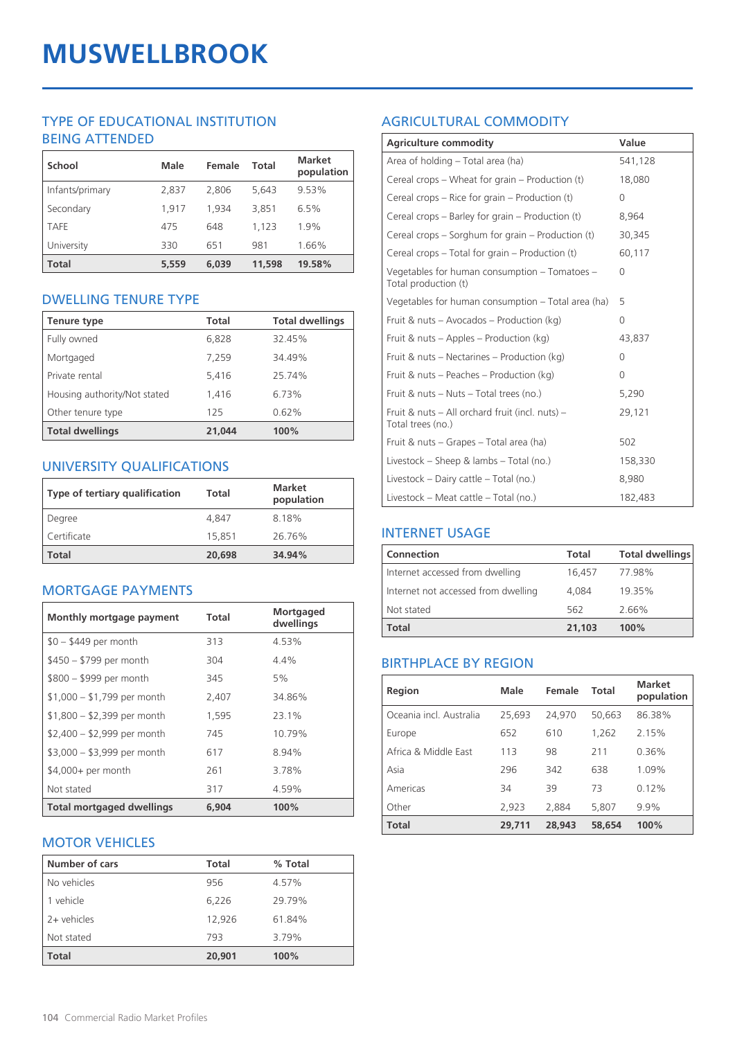# MUSWELLBROOK

## TYPE OF EDUCATIONAL INSTITUTION BEING ATTENDED

| School | Male | Female | Total | Market population |
|---|---|---|---|---|
| Infants/primary | 2,837 | 2,806 | 5,643 | 9.53% |
| Secondary | 1,917 | 1,934 | 3,851 | 6.5% |
| TAFE | 475 | 648 | 1,123 | 1.9% |
| University | 330 | 651 | 981 | 1.66% |
| **Total** | **5,559** | **6,039** | **11,598** | **19.58%** |

## DWELLING TENURE TYPE

| Tenure type | Total | Total dwellings |
|---|---|---|
| Fully owned | 6,828 | 32.45% |
| Mortgaged | 7,259 | 34.49% |
| Private rental | 5,416 | 25.74% |
| Housing authority/Not stated | 1,416 | 6.73% |
| Other tenure type | 125 | 0.62% |
| **Total dwellings** | **21,044** | **100%** |

## UNIVERSITY QUALIFICATIONS

| Type of tertiary qualification | Total | Market population |
|---|---|---|
| Degree | 4,847 | 8.18% |
| Certificate | 15,851 | 26.76% |
| **Total** | **20,698** | **34.94%** |

## MORTGAGE PAYMENTS

| Monthly mortgage payment | Total | Mortgaged dwellings |
|---|---|---|
| $0 – $449 per month | 313 | 4.53% |
| $450 – $799 per month | 304 | 4.4% |
| $800 – $999 per month | 345 | 5% |
| $1,000 – $1,799 per month | 2,407 | 34.86% |
| $1,800 – $2,399 per month | 1,595 | 23.1% |
| $2,400 – $2,999 per month | 745 | 10.79% |
| $3,000 – $3,999 per month | 617 | 8.94% |
| $4,000+ per month | 261 | 3.78% |
| Not stated | 317 | 4.59% |
| **Total mortgaged dwellings** | **6,904** | **100%** |

## MOTOR VEHICLES

| Number of cars | Total | % Total |
|---|---|---|
| No vehicles | 956 | 4.57% |
| 1 vehicle | 6,226 | 29.79% |
| 2+ vehicles | 12,926 | 61.84% |
| Not stated | 793 | 3.79% |
| **Total** | **20,901** | **100%** |

## AGRICULTURAL COMMODITY

| Agriculture commodity | Value |
|---|---|
| Area of holding – Total area (ha) | 541,128 |
| Cereal crops – Wheat for grain – Production (t) | 18,080 |
| Cereal crops – Rice for grain – Production (t) | 0 |
| Cereal crops – Barley for grain – Production (t) | 8,964 |
| Cereal crops – Sorghum for grain – Production (t) | 30,345 |
| Cereal crops – Total for grain – Production (t) | 60,117 |
| Vegetables for human consumption – Tomatoes – Total production (t) | 0 |
| Vegetables for human consumption – Total area (ha) | 5 |
| Fruit & nuts – Avocados – Production (kg) | 0 |
| Fruit & nuts – Apples – Production (kg) | 43,837 |
| Fruit & nuts – Nectarines – Production (kg) | 0 |
| Fruit & nuts – Peaches – Production (kg) | 0 |
| Fruit & nuts – Nuts – Total trees (no.) | 5,290 |
| Fruit & nuts – All orchard fruit (incl. nuts) – Total trees (no.) | 29,121 |
| Fruit & nuts – Grapes – Total area (ha) | 502 |
| Livestock – Sheep & lambs – Total (no.) | 158,330 |
| Livestock – Dairy cattle – Total (no.) | 8,980 |
| Livestock – Meat cattle – Total (no.) | 182,483 |

## INTERNET USAGE

| Connection | Total | Total dwellings |
|---|---|---|
| Internet accessed from dwelling | 16,457 | 77.98% |
| Internet not accessed from dwelling | 4,084 | 19.35% |
| Not stated | 562 | 2.66% |
| **Total** | **21,103** | **100%** |

## BIRTHPLACE BY REGION

| Region | Male | Female | Total | Market population |
|---|---|---|---|---|
| Oceania incl. Australia | 25,693 | 24,970 | 50,663 | 86.38% |
| Europe | 652 | 610 | 1,262 | 2.15% |
| Africa & Middle East | 113 | 98 | 211 | 0.36% |
| Asia | 296 | 342 | 638 | 1.09% |
| Americas | 34 | 39 | 73 | 0.12% |
| Other | 2,923 | 2,884 | 5,807 | 9.9% |
| **Total** | **29,711** | **28,943** | **58,654** | **100%** |